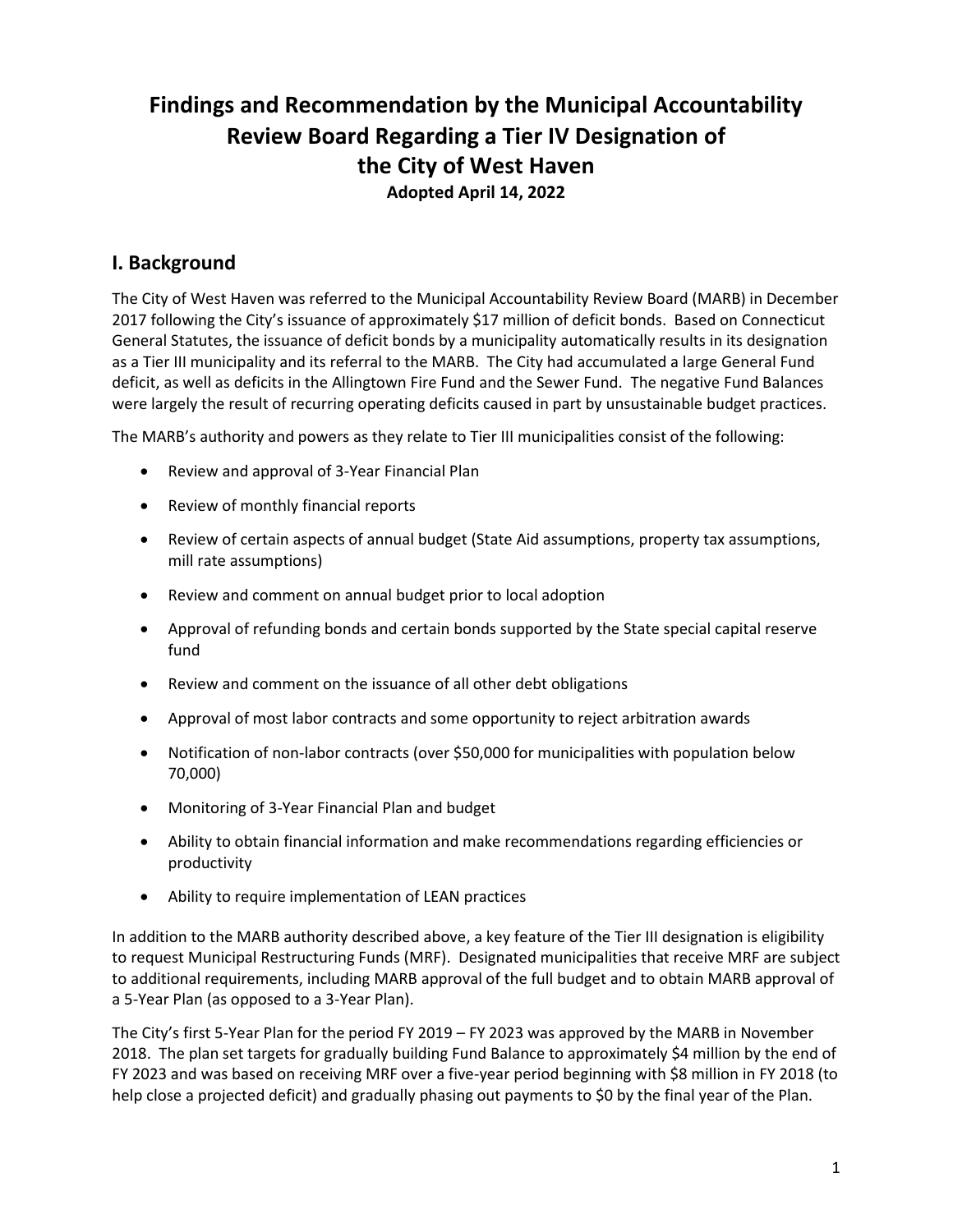# Findings and Recommendation by the Municipal Accountability Review Board Regarding a Tier IV Designation of the City of West Haven

**Adopted April 14, 2022**

## I. Background

The City of West Haven was referred to the Municipal Accountability Review Board (MARB) in December 2017 following the City's issuance of approximately $17 million of deficit bonds. Based on Connecticut General Statutes, the issuance of deficit bonds by a municipality automatically results in its designation as a Tier III municipality and its referral to the MARB. The City had accumulated a large General Fund deficit, as well as deficits in the Allingtown Fire Fund and the Sewer Fund. The negative Fund Balances were largely the result of recurring operating deficits caused in part by unsustainable budget practices.

The MARB's authority and powers as they relate to Tier III municipalities consist of the following:

- Review and approval of 3-Year Financial Plan
- Review of monthly financial reports
- Review of certain aspects of annual budget (State Aid assumptions, property tax assumptions, mill rate assumptions)
- Review and comment on annual budget prior to local adoption
- Approval of refunding bonds and certain bonds supported by the State special capital reserve fund
- Review and comment on the issuance of all other debt obligations
- Approval of most labor contracts and some opportunity to reject arbitration awards
- Notification of non-labor contracts (over $50,000 for municipalities with population below 70,000)
- Monitoring of 3-Year Financial Plan and budget
- Ability to obtain financial information and make recommendations regarding efficiencies or productivity
- Ability to require implementation of LEAN practices

In addition to the MARB authority described above, a key feature of the Tier III designation is eligibility to request Municipal Restructuring Funds (MRF). Designated municipalities that receive MRF are subject to additional requirements, including MARB approval of the full budget and to obtain MARB approval of a 5-Year Plan (as opposed to a 3-Year Plan).

The City's first 5-Year Plan for the period FY 2019 – FY 2023 was approved by the MARB in November 2018. The plan set targets for gradually building Fund Balance to approximately $4 million by the end of FY 2023 and was based on receiving MRF over a five-year period beginning with $8 million in FY 2018 (to help close a projected deficit) and gradually phasing out payments to $0 by the final year of the Plan.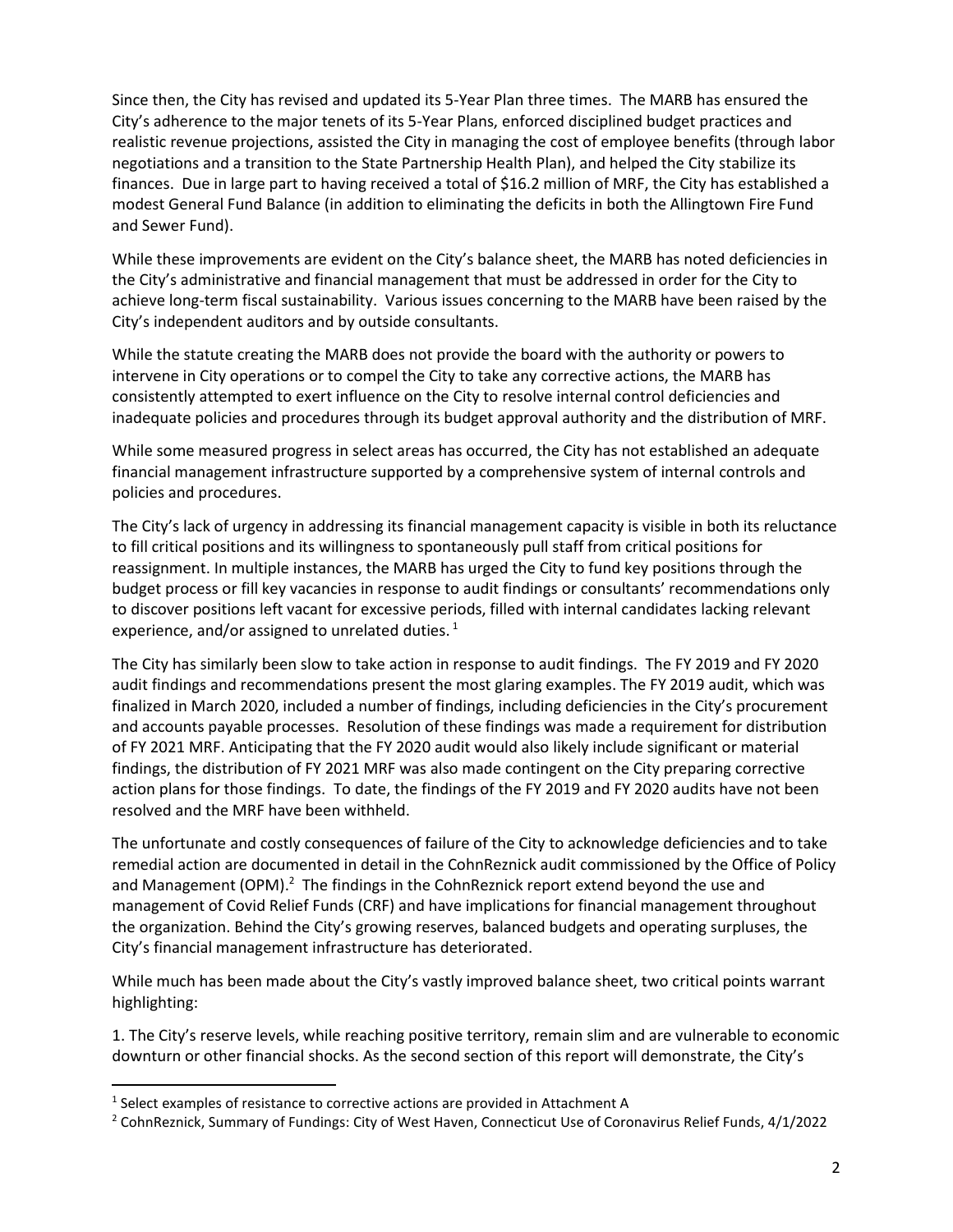Since then, the City has revised and updated its 5-Year Plan three times. The MARB has ensured the City's adherence to the major tenets of its 5-Year Plans, enforced disciplined budget practices and realistic revenue projections, assisted the City in managing the cost of employee benefits (through labor negotiations and a transition to the State Partnership Health Plan), and helped the City stabilize its finances. Due in large part to having received a total of $16.2 million of MRF, the City has established a modest General Fund Balance (in addition to eliminating the deficits in both the Allingtown Fire Fund and Sewer Fund).

While these improvements are evident on the City's balance sheet, the MARB has noted deficiencies in the City's administrative and financial management that must be addressed in order for the City to achieve long-term fiscal sustainability. Various issues concerning to the MARB have been raised by the City's independent auditors and by outside consultants.

While the statute creating the MARB does not provide the board with the authority or powers to intervene in City operations or to compel the City to take any corrective actions, the MARB has consistently attempted to exert influence on the City to resolve internal control deficiencies and inadequate policies and procedures through its budget approval authority and the distribution of MRF.

While some measured progress in select areas has occurred, the City has not established an adequate financial management infrastructure supported by a comprehensive system of internal controls and policies and procedures.

The City's lack of urgency in addressing its financial management capacity is visible in both its reluctance to fill critical positions and its willingness to spontaneously pull staff from critical positions for reassignment. In multiple instances, the MARB has urged the City to fund key positions through the budget process or fill key vacancies in response to audit findings or consultants' recommendations only to discover positions left vacant for excessive periods, filled with internal candidates lacking relevant experience, and/or assigned to unrelated duties. [1]

The City has similarly been slow to take action in response to audit findings. The FY 2019 and FY 2020 audit findings and recommendations present the most glaring examples. The FY 2019 audit, which was finalized in March 2020, included a number of findings, including deficiencies in the City's procurement and accounts payable processes. Resolution of these findings was made a requirement for distribution of FY 2021 MRF. Anticipating that the FY 2020 audit would also likely include significant or material findings, the distribution of FY 2021 MRF was also made contingent on the City preparing corrective action plans for those findings. To date, the findings of the FY 2019 and FY 2020 audits have not been resolved and the MRF have been withheld.

The unfortunate and costly consequences of failure of the City to acknowledge deficiencies and to take remedial action are documented in detail in the CohnReznick audit commissioned by the Office of Policy and Management (OPM).[2] The findings in the CohnReznick report extend beyond the use and management of Covid Relief Funds (CRF) and have implications for financial management throughout the organization. Behind the City's growing reserves, balanced budgets and operating surpluses, the City's financial management infrastructure has deteriorated.

While much has been made about the City's vastly improved balance sheet, two critical points warrant highlighting:

1. The City's reserve levels, while reaching positive territory, remain slim and are vulnerable to economic downturn or other financial shocks. As the second section of this report will demonstrate, the City's

[1] Select examples of resistance to corrective actions are provided in Attachment A

[2] CohnReznick, Summary of Fundings: City of West Haven, Connecticut Use of Coronavirus Relief Funds, 4/1/2022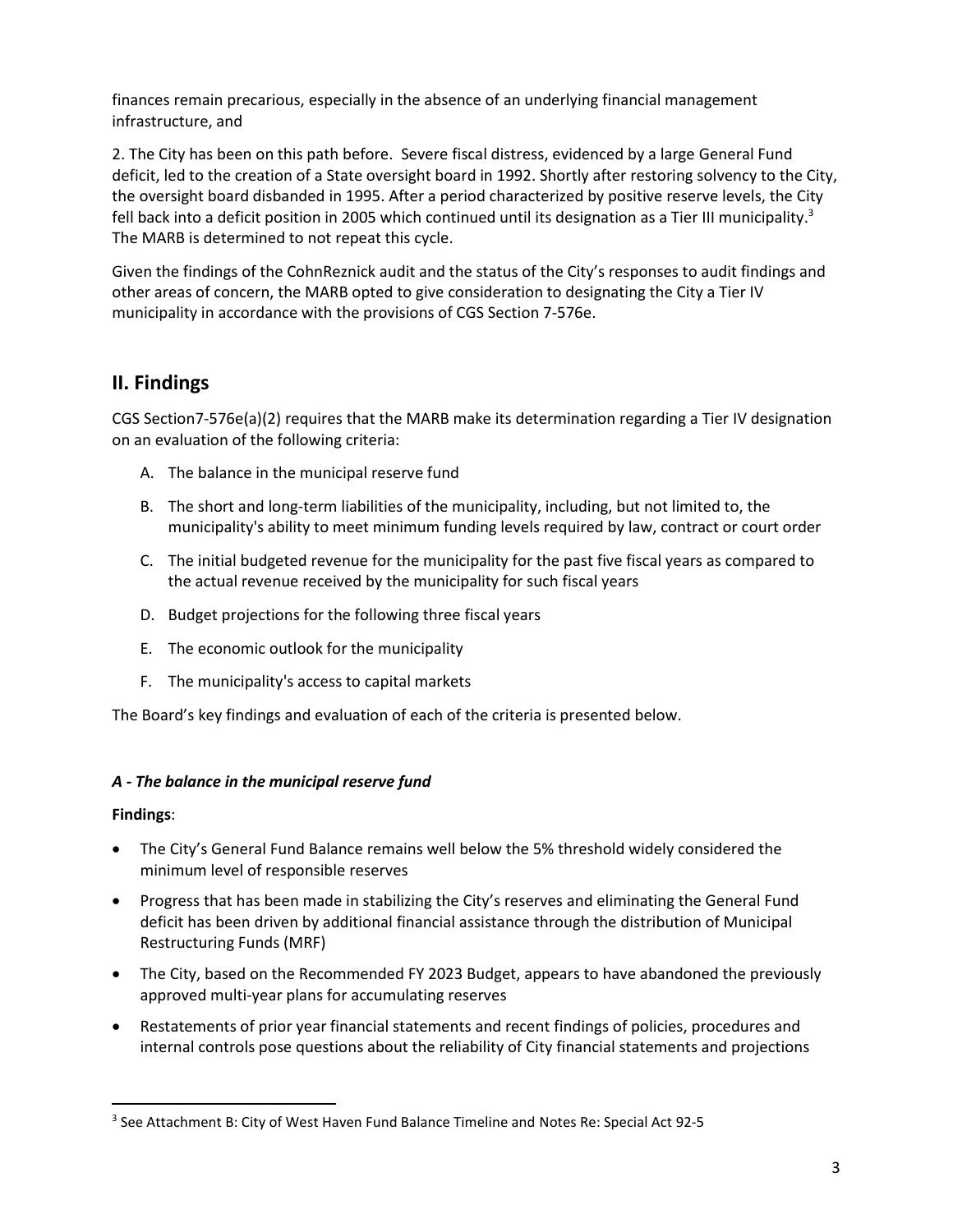finances remain precarious, especially in the absence of an underlying financial management infrastructure, and

2. The City has been on this path before. Severe fiscal distress, evidenced by a large General Fund deficit, led to the creation of a State oversight board in 1992. Shortly after restoring solvency to the City, the oversight board disbanded in 1995. After a period characterized by positive reserve levels, the City fell back into a deficit position in 2005 which continued until its designation as a Tier III municipality.[3] The MARB is determined to not repeat this cycle.

Given the findings of the CohnReznick audit and the status of the City's responses to audit findings and other areas of concern, the MARB opted to give consideration to designating the City a Tier IV municipality in accordance with the provisions of CGS Section 7-576e.

## II. Findings

CGS Section7-576e(a)(2) requires that the MARB make its determination regarding a Tier IV designation on an evaluation of the following criteria:

A. The balance in the municipal reserve fund

B. The short and long-term liabilities of the municipality, including, but not limited to, the municipality's ability to meet minimum funding levels required by law, contract or court order

C. The initial budgeted revenue for the municipality for the past five fiscal years as compared to the actual revenue received by the municipality for such fiscal years

D. Budget projections for the following three fiscal years

E. The economic outlook for the municipality

F. The municipality's access to capital markets

The Board's key findings and evaluation of each of the criteria is presented below.

### *A - The balance in the municipal reserve fund*

**Findings**:

- The City's General Fund Balance remains well below the 5% threshold widely considered the minimum level of responsible reserves
- Progress that has been made in stabilizing the City's reserves and eliminating the General Fund deficit has been driven by additional financial assistance through the distribution of Municipal Restructuring Funds (MRF)
- The City, based on the Recommended FY 2023 Budget, appears to have abandoned the previously approved multi-year plans for accumulating reserves
- Restatements of prior year financial statements and recent findings of policies, procedures and internal controls pose questions about the reliability of City financial statements and projections

[3] See Attachment B: City of West Haven Fund Balance Timeline and Notes Re: Special Act 92-5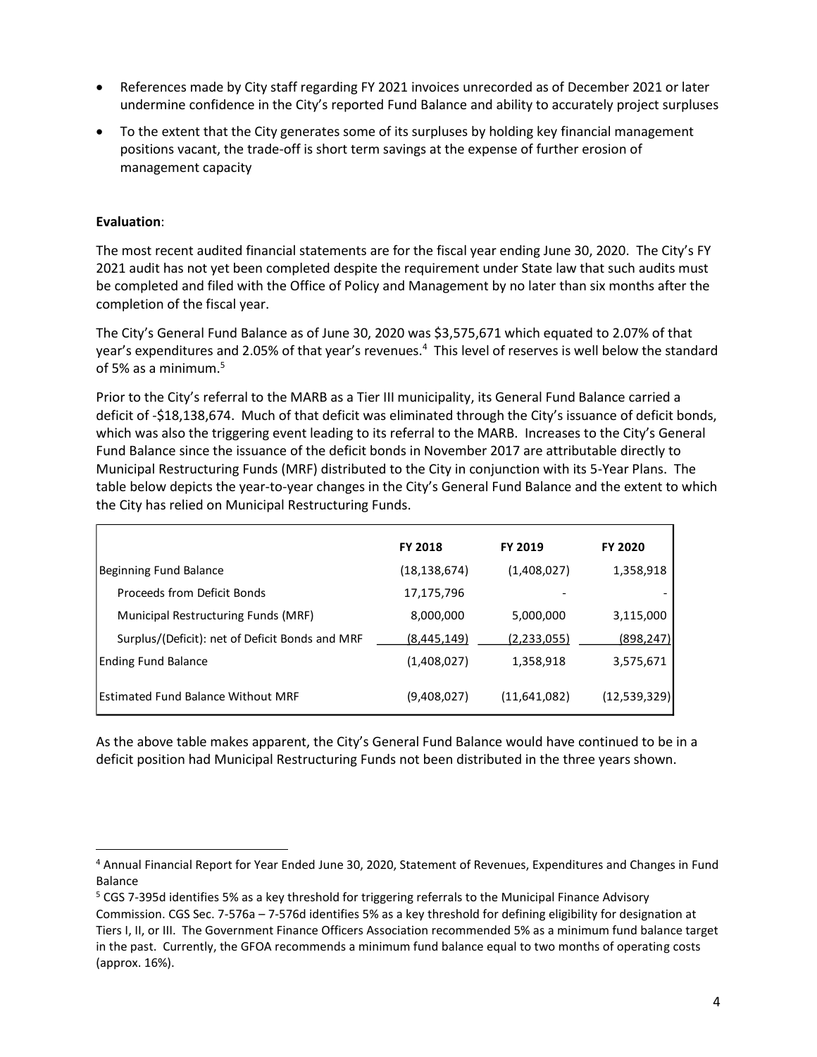- References made by City staff regarding FY 2021 invoices unrecorded as of December 2021 or later undermine confidence in the City's reported Fund Balance and ability to accurately project surpluses
- To the extent that the City generates some of its surpluses by holding key financial management positions vacant, the trade-off is short term savings at the expense of further erosion of management capacity

**Evaluation**:

The most recent audited financial statements are for the fiscal year ending June 30, 2020. The City's FY 2021 audit has not yet been completed despite the requirement under State law that such audits must be completed and filed with the Office of Policy and Management by no later than six months after the completion of the fiscal year.

The City's General Fund Balance as of June 30, 2020 was $3,575,671 which equated to 2.07% of that year's expenditures and 2.05% of that year's revenues.[4] This level of reserves is well below the standard of 5% as a minimum.[5]

Prior to the City's referral to the MARB as a Tier III municipality, its General Fund Balance carried a deficit of -$18,138,674. Much of that deficit was eliminated through the City's issuance of deficit bonds, which was also the triggering event leading to its referral to the MARB. Increases to the City's General Fund Balance since the issuance of the deficit bonds in November 2017 are attributable directly to Municipal Restructuring Funds (MRF) distributed to the City in conjunction with its 5-Year Plans. The table below depicts the year-to-year changes in the City's General Fund Balance and the extent to which the City has relied on Municipal Restructuring Funds.

| | FY 2018 | FY 2019 | FY 2020 |
|---|---|---|---|
| Beginning Fund Balance | (18,138,674) | (1,408,027) | 1,358,918 |
| Proceeds from Deficit Bonds | 17,175,796 | - | - |
| Municipal Restructuring Funds (MRF) | 8,000,000 | 5,000,000 | 3,115,000 |
| Surplus/(Deficit): net of Deficit Bonds and MRF | (8,445,149) | (2,233,055) | (898,247) |
| Ending Fund Balance | (1,408,027) | 1,358,918 | 3,575,671 |
| Estimated Fund Balance Without MRF | (9,408,027) | (11,641,082) | (12,539,329) |

As the above table makes apparent, the City's General Fund Balance would have continued to be in a deficit position had Municipal Restructuring Funds not been distributed in the three years shown.

[4] Annual Financial Report for Year Ended June 30, 2020, Statement of Revenues, Expenditures and Changes in Fund Balance

[5] CGS 7-395d identifies 5% as a key threshold for triggering referrals to the Municipal Finance Advisory Commission. CGS Sec. 7-576a – 7-576d identifies 5% as a key threshold for defining eligibility for designation at Tiers I, II, or III. The Government Finance Officers Association recommended 5% as a minimum fund balance target in the past. Currently, the GFOA recommends a minimum fund balance equal to two months of operating costs (approx. 16%).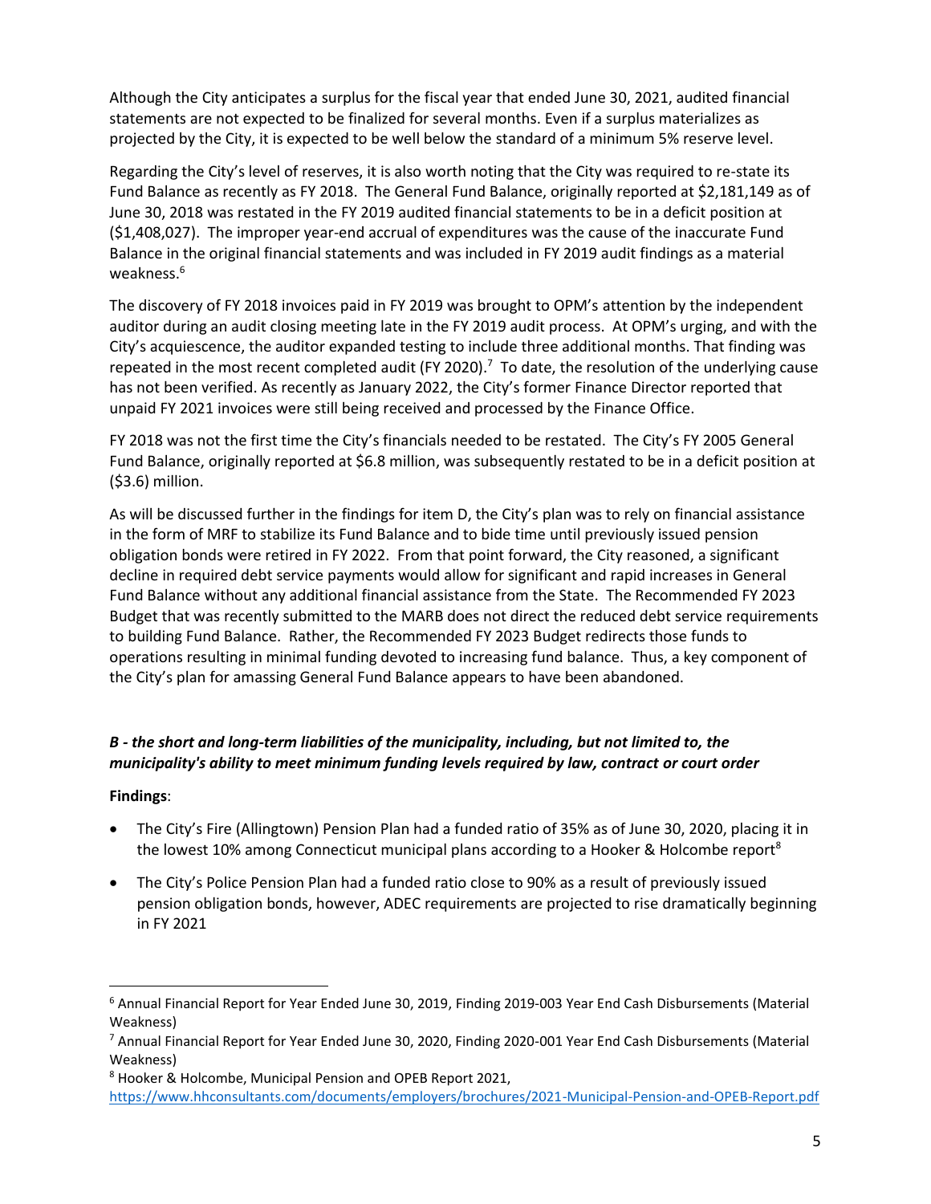Although the City anticipates a surplus for the fiscal year that ended June 30, 2021, audited financial statements are not expected to be finalized for several months. Even if a surplus materializes as projected by the City, it is expected to be well below the standard of a minimum 5% reserve level.

Regarding the City's level of reserves, it is also worth noting that the City was required to re-state its Fund Balance as recently as FY 2018. The General Fund Balance, originally reported at $2,181,149 as of June 30, 2018 was restated in the FY 2019 audited financial statements to be in a deficit position at ($1,408,027). The improper year-end accrual of expenditures was the cause of the inaccurate Fund Balance in the original financial statements and was included in FY 2019 audit findings as a material weakness.[6]

The discovery of FY 2018 invoices paid in FY 2019 was brought to OPM's attention by the independent auditor during an audit closing meeting late in the FY 2019 audit process. At OPM's urging, and with the City's acquiescence, the auditor expanded testing to include three additional months. That finding was repeated in the most recent completed audit (FY 2020).[7] To date, the resolution of the underlying cause has not been verified. As recently as January 2022, the City's former Finance Director reported that unpaid FY 2021 invoices were still being received and processed by the Finance Office.

FY 2018 was not the first time the City's financials needed to be restated. The City's FY 2005 General Fund Balance, originally reported at $6.8 million, was subsequently restated to be in a deficit position at ($3.6) million.

As will be discussed further in the findings for item D, the City's plan was to rely on financial assistance in the form of MRF to stabilize its Fund Balance and to bide time until previously issued pension obligation bonds were retired in FY 2022. From that point forward, the City reasoned, a significant decline in required debt service payments would allow for significant and rapid increases in General Fund Balance without any additional financial assistance from the State. The Recommended FY 2023 Budget that was recently submitted to the MARB does not direct the reduced debt service requirements to building Fund Balance. Rather, the Recommended FY 2023 Budget redirects those funds to operations resulting in minimal funding devoted to increasing fund balance. Thus, a key component of the City's plan for amassing General Fund Balance appears to have been abandoned.

### *B - the short and long-term liabilities of the municipality, including, but not limited to, the municipality's ability to meet minimum funding levels required by law, contract or court order*

**Findings**:

- The City's Fire (Allingtown) Pension Plan had a funded ratio of 35% as of June 30, 2020, placing it in the lowest 10% among Connecticut municipal plans according to a Hooker & Holcombe report[8]
- The City's Police Pension Plan had a funded ratio close to 90% as a result of previously issued pension obligation bonds, however, ADEC requirements are projected to rise dramatically beginning in FY 2021

---

[6] Annual Financial Report for Year Ended June 30, 2019, Finding 2019-003 Year End Cash Disbursements (Material Weakness)

[7] Annual Financial Report for Year Ended June 30, 2020, Finding 2020-001 Year End Cash Disbursements (Material Weakness)

[8] Hooker & Holcombe, Municipal Pension and OPEB Report 2021, https://www.hhconsultants.com/documents/employers/brochures/2021-Municipal-Pension-and-OPEB-Report.pdf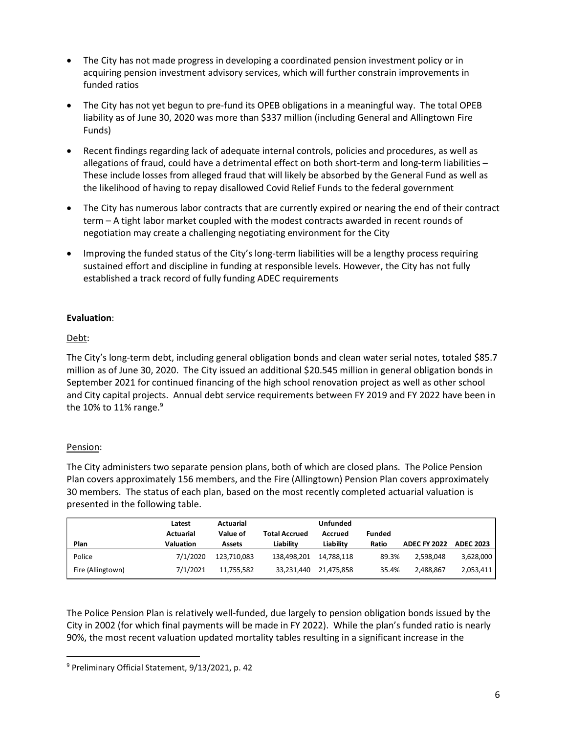- The City has not made progress in developing a coordinated pension investment policy or in acquiring pension investment advisory services, which will further constrain improvements in funded ratios
- The City has not yet begun to pre-fund its OPEB obligations in a meaningful way. The total OPEB liability as of June 30, 2020 was more than $337 million (including General and Allingtown Fire Funds)
- Recent findings regarding lack of adequate internal controls, policies and procedures, as well as allegations of fraud, could have a detrimental effect on both short-term and long-term liabilities – These include losses from alleged fraud that will likely be absorbed by the General Fund as well as the likelihood of having to repay disallowed Covid Relief Funds to the federal government
- The City has numerous labor contracts that are currently expired or nearing the end of their contract term – A tight labor market coupled with the modest contracts awarded in recent rounds of negotiation may create a challenging negotiating environment for the City
- Improving the funded status of the City's long-term liabilities will be a lengthy process requiring sustained effort and discipline in funding at responsible levels. However, the City has not fully established a track record of fully funding ADEC requirements

**Evaluation**:

Debt:

The City's long-term debt, including general obligation bonds and clean water serial notes, totaled $85.7 million as of June 30, 2020. The City issued an additional $20.545 million in general obligation bonds in September 2021 for continued financing of the high school renovation project as well as other school and City capital projects. Annual debt service requirements between FY 2019 and FY 2022 have been in the 10% to 11% range.[9]

Pension:

The City administers two separate pension plans, both of which are closed plans. The Police Pension Plan covers approximately 156 members, and the Fire (Allingtown) Pension Plan covers approximately 30 members. The status of each plan, based on the most recently completed actuarial valuation is presented in the following table.

| Plan | Latest Actuarial Valuation | Actuarial Value of Assets | Total Accrued Liability | Unfunded Accrued Liability | Funded Ratio | ADEC FY 2022 | ADEC 2023 |
|---|---|---|---|---|---|---|---|
| Police | 7/1/2020 | 123,710,083 | 138,498,201 | 14,788,118 | 89.3% | 2,598,048 | 3,628,000 |
| Fire (Allingtown) | 7/1/2021 | 11,755,582 | 33,231,440 | 21,475,858 | 35.4% | 2,488,867 | 2,053,411 |

The Police Pension Plan is relatively well-funded, due largely to pension obligation bonds issued by the City in 2002 (for which final payments will be made in FY 2022). While the plan's funded ratio is nearly 90%, the most recent valuation updated mortality tables resulting in a significant increase in the

[9] Preliminary Official Statement, 9/13/2021, p. 42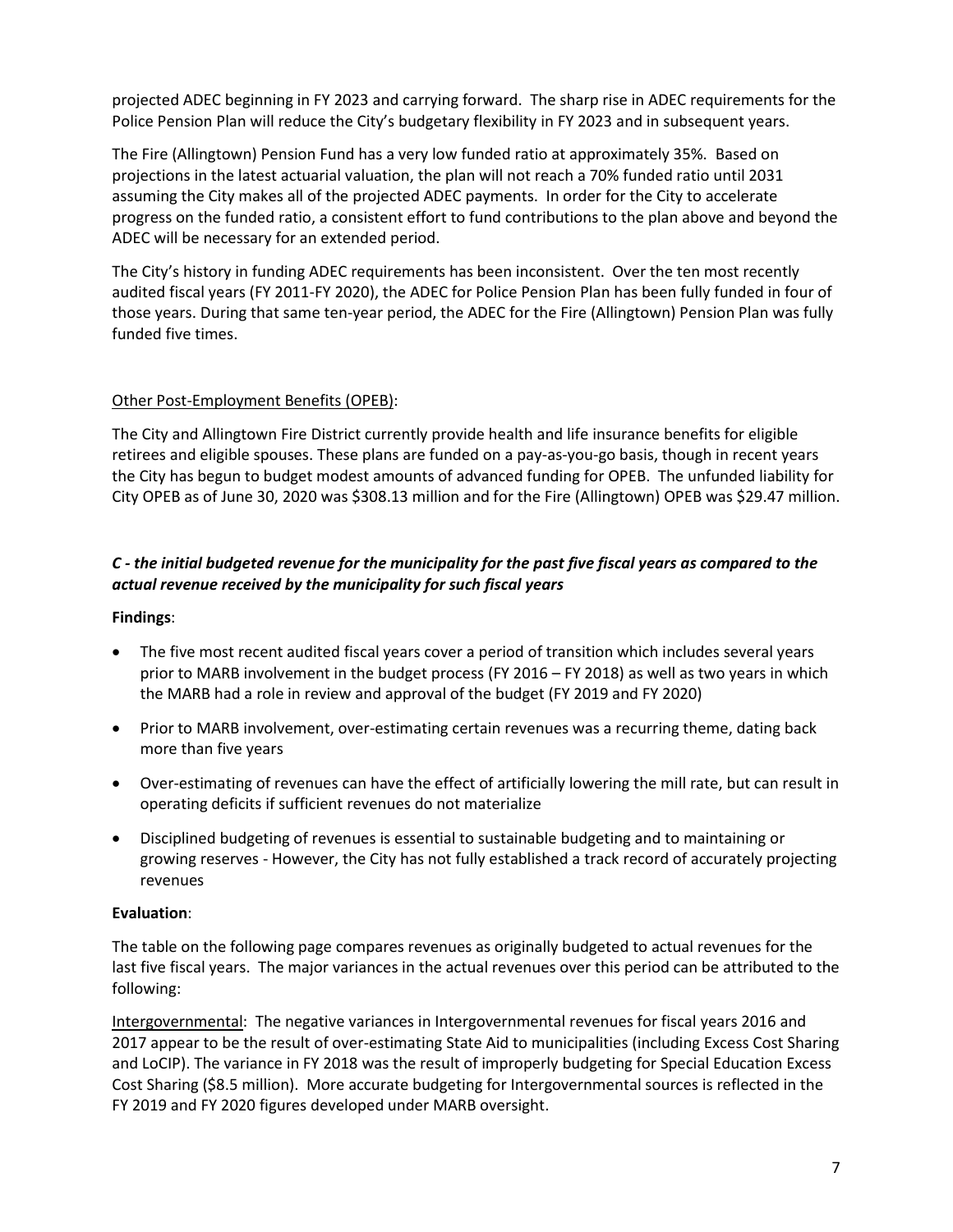projected ADEC beginning in FY 2023 and carrying forward. The sharp rise in ADEC requirements for the Police Pension Plan will reduce the City's budgetary flexibility in FY 2023 and in subsequent years.

The Fire (Allingtown) Pension Fund has a very low funded ratio at approximately 35%. Based on projections in the latest actuarial valuation, the plan will not reach a 70% funded ratio until 2031 assuming the City makes all of the projected ADEC payments. In order for the City to accelerate progress on the funded ratio, a consistent effort to fund contributions to the plan above and beyond the ADEC will be necessary for an extended period.

The City's history in funding ADEC requirements has been inconsistent. Over the ten most recently audited fiscal years (FY 2011-FY 2020), the ADEC for Police Pension Plan has been fully funded in four of those years. During that same ten-year period, the ADEC for the Fire (Allingtown) Pension Plan was fully funded five times.

<u>Other Post-Employment Benefits (OPEB)</u>:

The City and Allingtown Fire District currently provide health and life insurance benefits for eligible retirees and eligible spouses. These plans are funded on a pay-as-you-go basis, though in recent years the City has begun to budget modest amounts of advanced funding for OPEB. The unfunded liability for City OPEB as of June 30, 2020 was $308.13 million and for the Fire (Allingtown) OPEB was $29.47 million.

### *C - the initial budgeted revenue for the municipality for the past five fiscal years as compared to the actual revenue received by the municipality for such fiscal years*

**Findings**:

- The five most recent audited fiscal years cover a period of transition which includes several years prior to MARB involvement in the budget process (FY 2016 – FY 2018) as well as two years in which the MARB had a role in review and approval of the budget (FY 2019 and FY 2020)
- Prior to MARB involvement, over-estimating certain revenues was a recurring theme, dating back more than five years
- Over-estimating of revenues can have the effect of artificially lowering the mill rate, but can result in operating deficits if sufficient revenues do not materialize
- Disciplined budgeting of revenues is essential to sustainable budgeting and to maintaining or growing reserves - However, the City has not fully established a track record of accurately projecting revenues

**Evaluation**:

The table on the following page compares revenues as originally budgeted to actual revenues for the last five fiscal years. The major variances in the actual revenues over this period can be attributed to the following:

<u>Intergovernmental</u>: The negative variances in Intergovernmental revenues for fiscal years 2016 and 2017 appear to be the result of over-estimating State Aid to municipalities (including Excess Cost Sharing and LoCIP). The variance in FY 2018 was the result of improperly budgeting for Special Education Excess Cost Sharing ($8.5 million). More accurate budgeting for Intergovernmental sources is reflected in the FY 2019 and FY 2020 figures developed under MARB oversight.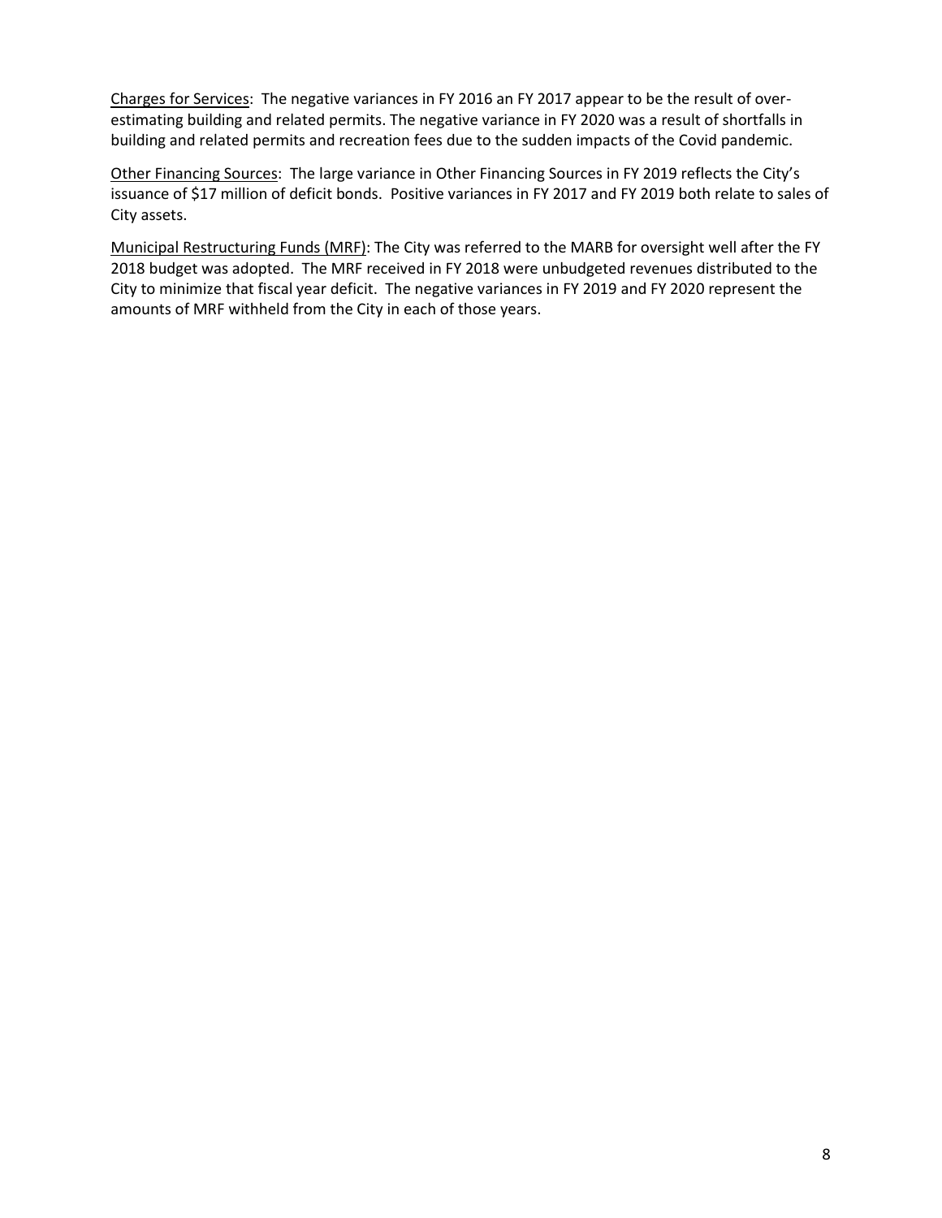<u>Charges for Services</u>: The negative variances in FY 2016 an FY 2017 appear to be the result of over-estimating building and related permits. The negative variance in FY 2020 was a result of shortfalls in building and related permits and recreation fees due to the sudden impacts of the Covid pandemic.

<u>Other Financing Sources</u>: The large variance in Other Financing Sources in FY 2019 reflects the City's issuance of $17 million of deficit bonds. Positive variances in FY 2017 and FY 2019 both relate to sales of City assets.

<u>Municipal Restructuring Funds (MRF)</u>: The City was referred to the MARB for oversight well after the FY 2018 budget was adopted. The MRF received in FY 2018 were unbudgeted revenues distributed to the City to minimize that fiscal year deficit. The negative variances in FY 2019 and FY 2020 represent the amounts of MRF withheld from the City in each of those years.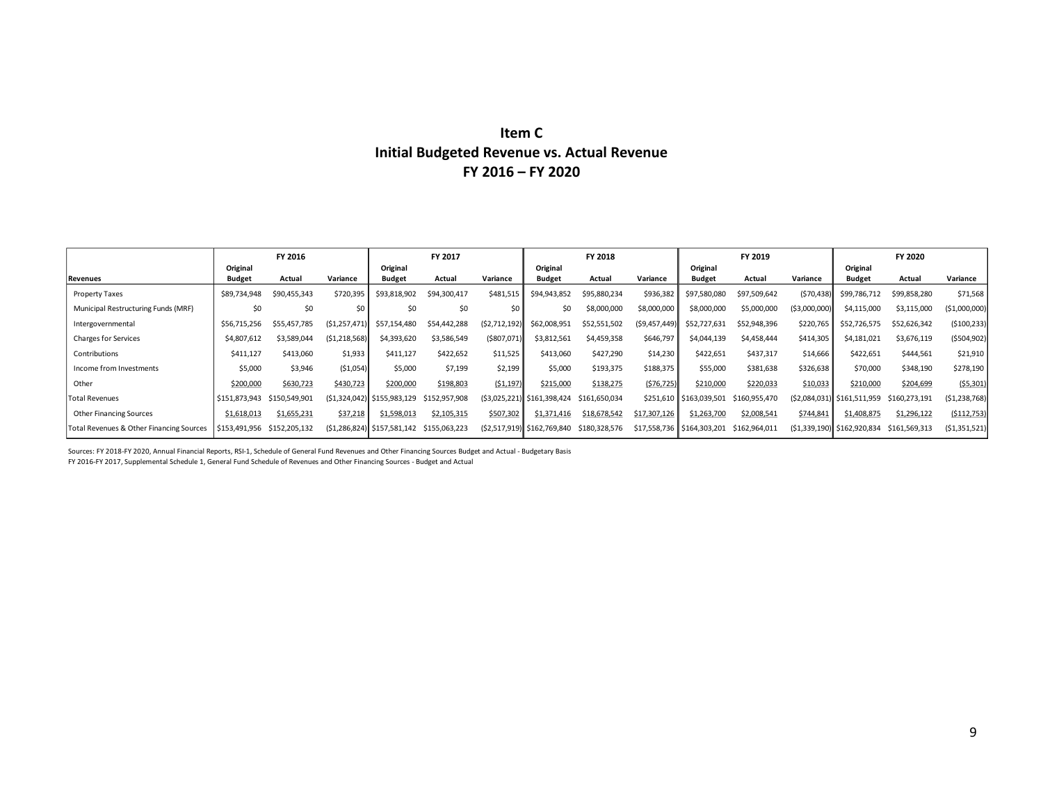# Item C
## Initial Budgeted Revenue vs. Actual Revenue
## FY 2016 – FY 2020

| | FY 2016 | | | FY 2017 | | | FY 2018 | | | FY 2019 | | | FY 2020 | | |
|---|---|---|---|---|---|---|---|---|---|---|---|---|---|---|---|
| **Revenues** | **Original Budget** | **Actual** | **Variance** | **Original Budget** | **Actual** | **Variance** | **Original Budget** | **Actual** | **Variance** | **Original Budget** | **Actual** | **Variance** | **Original Budget** | **Actual** | **Variance** |
| Property Taxes | $89,734,948 | $90,455,343 | $720,395 | $93,818,902 | $94,300,417 | $481,515 | $94,943,852 | $95,880,234 | $936,382 | $97,580,080 | $97,509,642 | ($70,438) | $99,786,712 | $99,858,280 | $71,568 |
| Municipal Restructuring Funds (MRF) | $0 | $0 | $0 | $0 | $0 | $0 | $0 | $8,000,000 | $8,000,000 | $8,000,000 | $5,000,000 | ($3,000,000) | $4,115,000 | $3,115,000 | ($1,000,000) |
| Intergovernmental | $56,715,256 | $55,457,785 | ($1,257,471) | $57,154,480 | $54,442,288 | ($2,712,192) | $62,008,951 | $52,551,502 | ($9,457,449) | $52,727,631 | $52,948,396 | $220,765 | $52,726,575 | $52,626,342 | ($100,233) |
| Charges for Services | $4,807,612 | $3,589,044 | ($1,218,568) | $4,393,620 | $3,586,549 | ($807,071) | $3,812,561 | $4,459,358 | $646,797 | $4,044,139 | $4,458,444 | $414,305 | $4,181,021 | $3,676,119 | ($504,902) |
| Contributions | $411,127 | $413,060 | $1,933 | $411,127 | $422,652 | $11,525 | $413,060 | $427,290 | $14,230 | $422,651 | $437,317 | $14,666 | $422,651 | $444,561 | $21,910 |
| Income from Investments | $5,000 | $3,946 | ($1,054) | $5,000 | $7,199 | $2,199 | $5,000 | $193,375 | $188,375 | $55,000 | $381,638 | $326,638 | $70,000 | $348,190 | $278,190 |
| Other | $200,000 | $630,723 | $430,723 | $200,000 | $198,803 | ($1,197) | $215,000 | $138,275 | ($76,725) | $210,000 | $220,033 | $10,033 | $210,000 | $204,699 | ($5,301) |
| Total Revenues | $151,873,943 | $150,549,901 | ($1,324,042) | $155,983,129 | $152,957,908 | ($3,025,221) | $161,398,424 | $161,650,034 | $251,610 | $163,039,501 | $160,955,470 | ($2,084,031) | $161,511,959 | $160,273,191 | ($1,238,768) |
| Other Financing Sources | $1,618,013 | $1,655,231 | $37,218 | $1,598,013 | $2,105,315 | $507,302 | $1,371,416 | $18,678,542 | $17,307,126 | $1,263,700 | $2,008,541 | $744,841 | $1,408,875 | $1,296,122 | ($112,753) |
| Total Revenues & Other Financing Sources | $153,491,956 | $152,205,132 | ($1,286,824) | $157,581,142 | $155,063,223 | ($2,517,919) | $162,769,840 | $180,328,576 | $17,558,736 | $164,303,201 | $162,964,011 | ($1,339,190) | $162,920,834 | $161,569,313 | ($1,351,521) |

Sources: FY 2018-FY 2020, Annual Financial Reports, RSI-1, Schedule of General Fund Revenues and Other Financing Sources Budget and Actual - Budgetary Basis
FY 2016-FY 2017, Supplemental Schedule 1, General Fund Schedule of Revenues and Other Financing Sources - Budget and Actual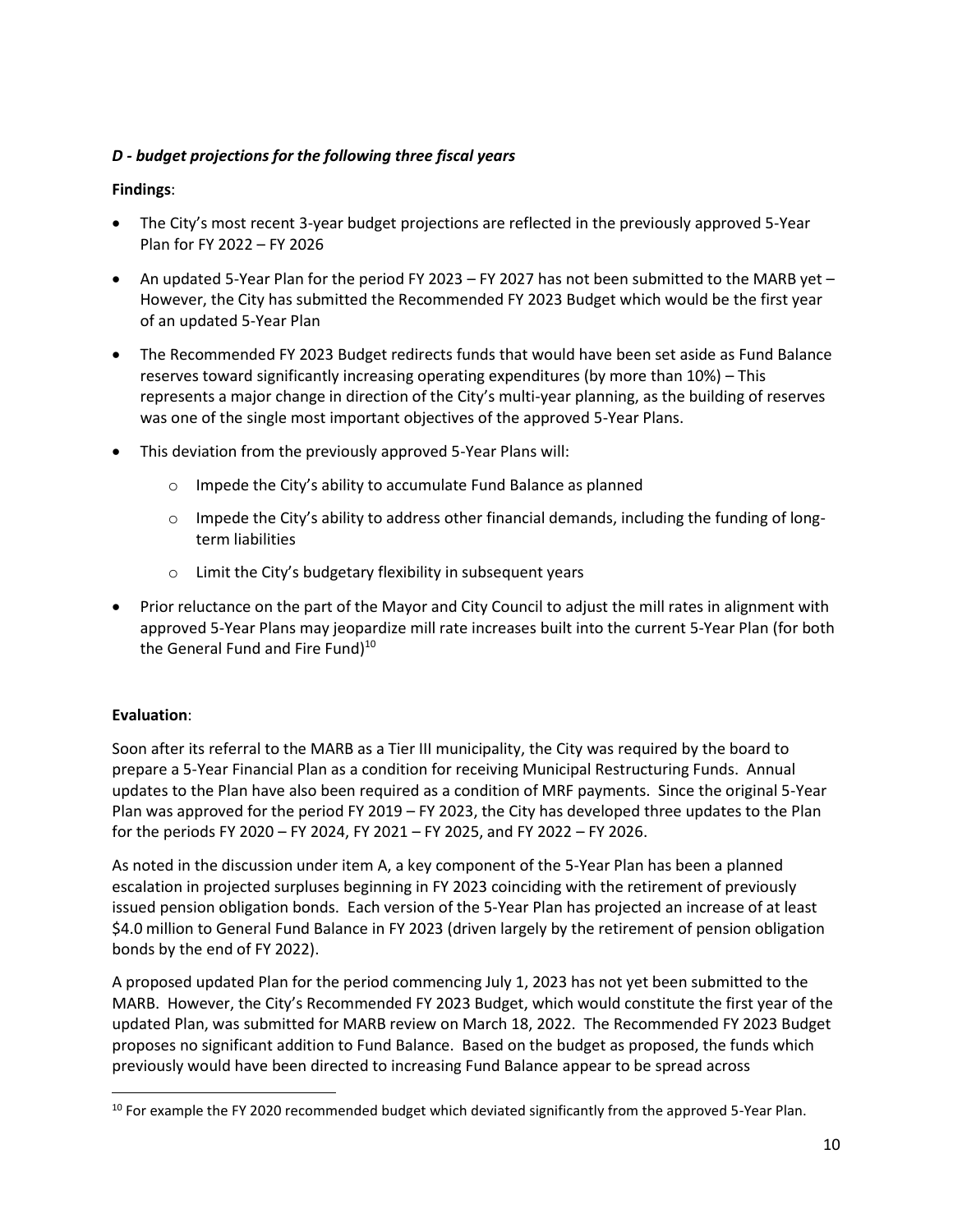### *D - budget projections for the following three fiscal years*

**Findings**:

- The City's most recent 3-year budget projections are reflected in the previously approved 5-Year Plan for FY 2022 – FY 2026
- An updated 5-Year Plan for the period FY 2023 – FY 2027 has not been submitted to the MARB yet – However, the City has submitted the Recommended FY 2023 Budget which would be the first year of an updated 5-Year Plan
- The Recommended FY 2023 Budget redirects funds that would have been set aside as Fund Balance reserves toward significantly increasing operating expenditures (by more than 10%) – This represents a major change in direction of the City's multi-year planning, as the building of reserves was one of the single most important objectives of the approved 5-Year Plans.
- This deviation from the previously approved 5-Year Plans will:
  - Impede the City's ability to accumulate Fund Balance as planned
  - Impede the City's ability to address other financial demands, including the funding of long-term liabilities
  - Limit the City's budgetary flexibility in subsequent years
- Prior reluctance on the part of the Mayor and City Council to adjust the mill rates in alignment with approved 5-Year Plans may jeopardize mill rate increases built into the current 5-Year Plan (for both the General Fund and Fire Fund)[10]

**Evaluation**:

Soon after its referral to the MARB as a Tier III municipality, the City was required by the board to prepare a 5-Year Financial Plan as a condition for receiving Municipal Restructuring Funds. Annual updates to the Plan have also been required as a condition of MRF payments. Since the original 5-Year Plan was approved for the period FY 2019 – FY 2023, the City has developed three updates to the Plan for the periods FY 2020 – FY 2024, FY 2021 – FY 2025, and FY 2022 – FY 2026.

As noted in the discussion under item A, a key component of the 5-Year Plan has been a planned escalation in projected surpluses beginning in FY 2023 coinciding with the retirement of previously issued pension obligation bonds. Each version of the 5-Year Plan has projected an increase of at least $4.0 million to General Fund Balance in FY 2023 (driven largely by the retirement of pension obligation bonds by the end of FY 2022).

A proposed updated Plan for the period commencing July 1, 2023 has not yet been submitted to the MARB. However, the City's Recommended FY 2023 Budget, which would constitute the first year of the updated Plan, was submitted for MARB review on March 18, 2022. The Recommended FY 2023 Budget proposes no significant addition to Fund Balance. Based on the budget as proposed, the funds which previously would have been directed to increasing Fund Balance appear to be spread across

[10] For example the FY 2020 recommended budget which deviated significantly from the approved 5-Year Plan.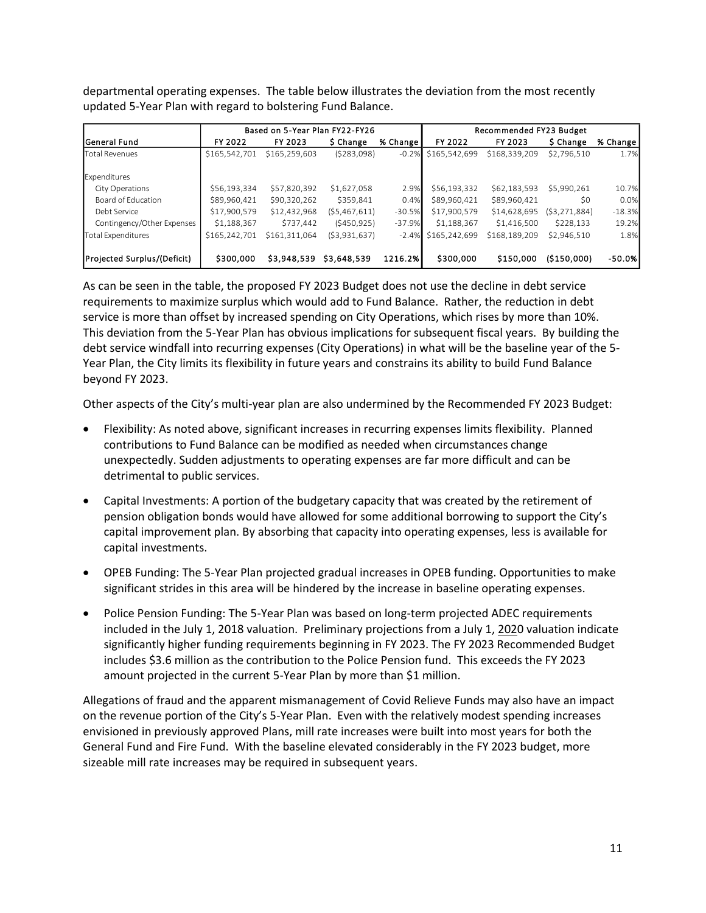departmental operating expenses. The table below illustrates the deviation from the most recently updated 5-Year Plan with regard to bolstering Fund Balance.

| | Based on 5-Year Plan FY22-FY26 | | | | Recommended FY23 Budget | | | |
|---|---|---|---|---|---|---|---|---|
| General Fund | FY 2022 | FY 2023 | $ Change | % Change | FY 2022 | FY 2023 | $ Change | % Change |
| Total Revenues | $165,542,701 | $165,259,603 | ($283,098) | -0.2% | $165,542,699 | $168,339,209 | $2,796,510 | 1.7% |
| | | | | | | | | |
| Expenditures | | | | | | | | |
| City Operations | $56,193,334 | $57,820,392 | $1,627,058 | 2.9% | $56,193,332 | $62,183,593 | $5,990,261 | 10.7% |
| Board of Education | $89,960,421 | $90,320,262 | $359,841 | 0.4% | $89,960,421 | $89,960,421 | $0 | 0.0% |
| Debt Service | $17,900,579 | $12,432,968 | ($5,467,611) | -30.5% | $17,900,579 | $14,628,695 | ($3,271,884) | -18.3% |
| Contingency/Other Expenses | $1,188,367 | $737,442 | ($450,925) | -37.9% | $1,188,367 | $1,416,500 | $228,133 | 19.2% |
| Total Expenditures | $165,242,701 | $161,311,064 | ($3,931,637) | -2.4% | $165,242,699 | $168,189,209 | $2,946,510 | 1.8% |
| | | | | | | | | |
| Projected Surplus/(Deficit) | $300,000 | $3,948,539 | $3,648,539 | 1216.2% | $300,000 | $150,000 | ($150,000) | -50.0% |

As can be seen in the table, the proposed FY 2023 Budget does not use the decline in debt service requirements to maximize surplus which would add to Fund Balance. Rather, the reduction in debt service is more than offset by increased spending on City Operations, which rises by more than 10%. This deviation from the 5-Year Plan has obvious implications for subsequent fiscal years. By building the debt service windfall into recurring expenses (City Operations) in what will be the baseline year of the 5-Year Plan, the City limits its flexibility in future years and constrains its ability to build Fund Balance beyond FY 2023.

Other aspects of the City's multi-year plan are also undermined by the Recommended FY 2023 Budget:

- Flexibility: As noted above, significant increases in recurring expenses limits flexibility. Planned contributions to Fund Balance can be modified as needed when circumstances change unexpectedly. Sudden adjustments to operating expenses are far more difficult and can be detrimental to public services.
- Capital Investments: A portion of the budgetary capacity that was created by the retirement of pension obligation bonds would have allowed for some additional borrowing to support the City's capital improvement plan. By absorbing that capacity into operating expenses, less is available for capital investments.
- OPEB Funding: The 5-Year Plan projected gradual increases in OPEB funding. Opportunities to make significant strides in this area will be hindered by the increase in baseline operating expenses.
- Police Pension Funding: The 5-Year Plan was based on long-term projected ADEC requirements included in the July 1, 2018 valuation. Preliminary projections from a July 1, 2020 valuation indicate significantly higher funding requirements beginning in FY 2023. The FY 2023 Recommended Budget includes $3.6 million as the contribution to the Police Pension fund. This exceeds the FY 2023 amount projected in the current 5-Year Plan by more than $1 million.

Allegations of fraud and the apparent mismanagement of Covid Relieve Funds may also have an impact on the revenue portion of the City's 5-Year Plan. Even with the relatively modest spending increases envisioned in previously approved Plans, mill rate increases were built into most years for both the General Fund and Fire Fund. With the baseline elevated considerably in the FY 2023 budget, more sizeable mill rate increases may be required in subsequent years.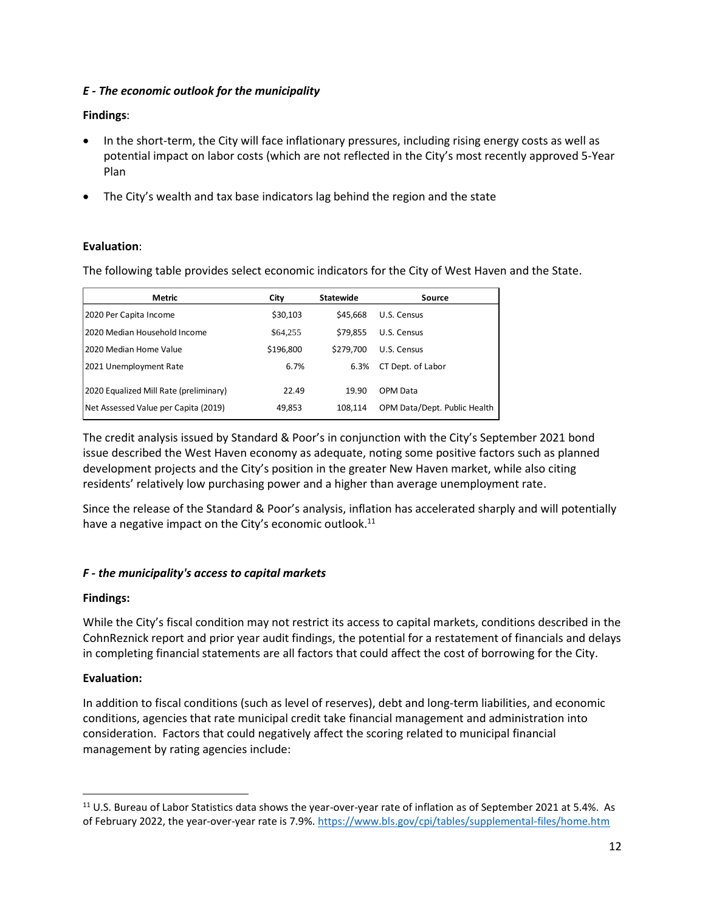***E - The economic outlook for the municipality***

**Findings**:

- In the short-term, the City will face inflationary pressures, including rising energy costs as well as potential impact on labor costs (which are not reflected in the City's most recently approved 5-Year Plan
- The City's wealth and tax base indicators lag behind the region and the state

**Evaluation**:

The following table provides select economic indicators for the City of West Haven and the State.

| Metric | City | Statewide | Source |
|---|---|---|---|
| 2020 Per Capita Income | $30,103 | $45,668 | U.S. Census |
| 2020 Median Household Income | $64,255 | $79,855 | U.S. Census |
| 2020 Median Home Value | $196,800 | $279,700 | U.S. Census |
| 2021 Unemployment Rate | 6.7% | 6.3% | CT Dept. of Labor |
| 2020 Equalized Mill Rate (preliminary) | 22.49 | 19.90 | OPM Data |
| Net Assessed Value per Capita (2019) | 49,853 | 108,114 | OPM Data/Dept. Public Health |

The credit analysis issued by Standard & Poor's in conjunction with the City's September 2021 bond issue described the West Haven economy as adequate, noting some positive factors such as planned development projects and the City's position in the greater New Haven market, while also citing residents' relatively low purchasing power and a higher than average unemployment rate.

Since the release of the Standard & Poor's analysis, inflation has accelerated sharply and will potentially have a negative impact on the City's economic outlook.[11]

***F - the municipality's access to capital markets***

**Findings:**

While the City's fiscal condition may not restrict its access to capital markets, conditions described in the CohnReznick report and prior year audit findings, the potential for a restatement of financials and delays in completing financial statements are all factors that could affect the cost of borrowing for the City.

**Evaluation:**

In addition to fiscal conditions (such as level of reserves), debt and long-term liabilities, and economic conditions, agencies that rate municipal credit take financial management and administration into consideration. Factors that could negatively affect the scoring related to municipal financial management by rating agencies include:

---

[11] U.S. Bureau of Labor Statistics data shows the year-over-year rate of inflation as of September 2021 at 5.4%. As of February 2022, the year-over-year rate is 7.9%. https://www.bls.gov/cpi/tables/supplemental-files/home.htm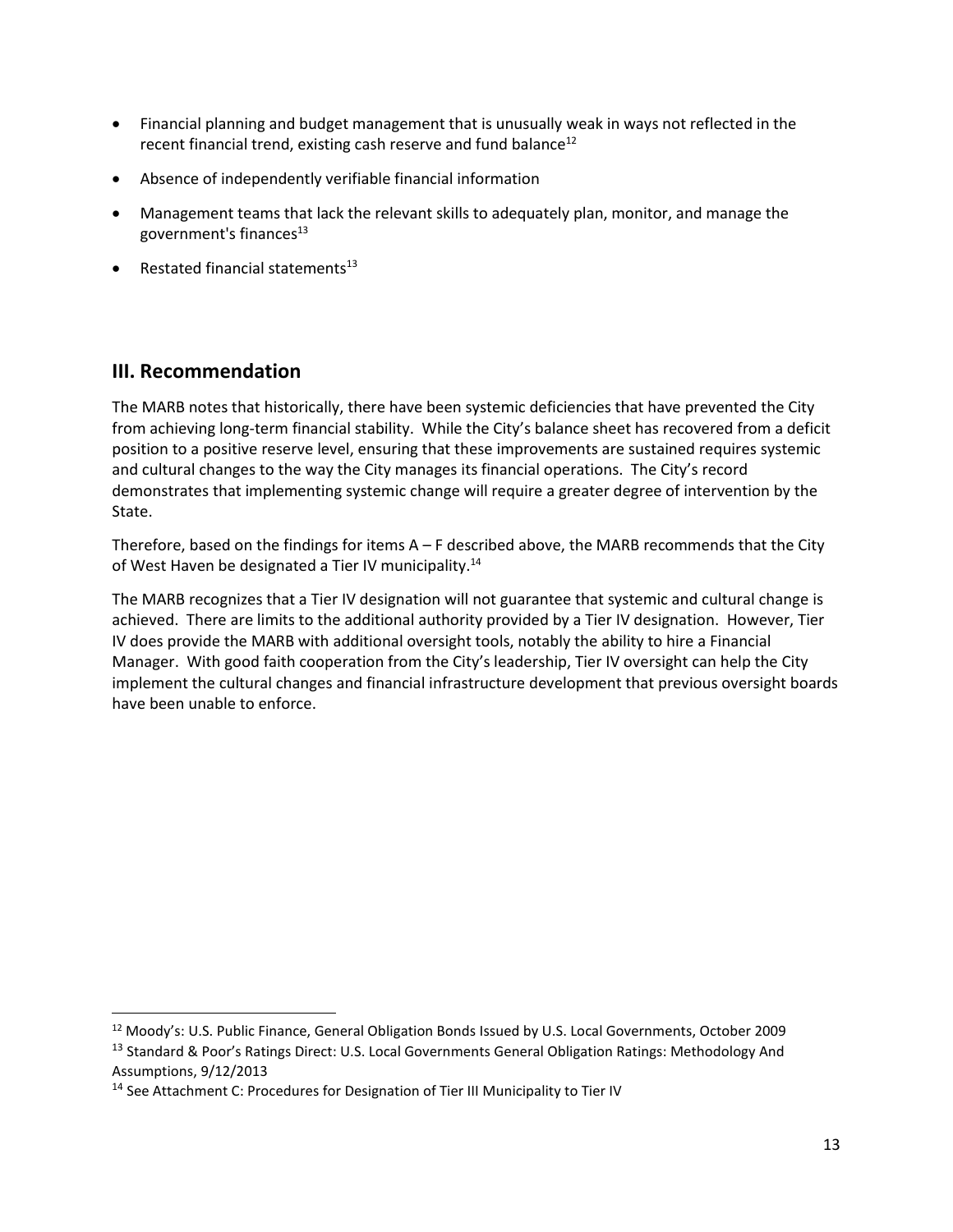- Financial planning and budget management that is unusually weak in ways not reflected in the recent financial trend, existing cash reserve and fund balance[12]
- Absence of independently verifiable financial information
- Management teams that lack the relevant skills to adequately plan, monitor, and manage the government's finances[13]
- Restated financial statements[13]

## III. Recommendation

The MARB notes that historically, there have been systemic deficiencies that have prevented the City from achieving long-term financial stability. While the City's balance sheet has recovered from a deficit position to a positive reserve level, ensuring that these improvements are sustained requires systemic and cultural changes to the way the City manages its financial operations. The City's record demonstrates that implementing systemic change will require a greater degree of intervention by the State.

Therefore, based on the findings for items A – F described above, the MARB recommends that the City of West Haven be designated a Tier IV municipality.[14]

The MARB recognizes that a Tier IV designation will not guarantee that systemic and cultural change is achieved. There are limits to the additional authority provided by a Tier IV designation. However, Tier IV does provide the MARB with additional oversight tools, notably the ability to hire a Financial Manager. With good faith cooperation from the City's leadership, Tier IV oversight can help the City implement the cultural changes and financial infrastructure development that previous oversight boards have been unable to enforce.

---

[12] Moody's: U.S. Public Finance, General Obligation Bonds Issued by U.S. Local Governments, October 2009

[13] Standard & Poor's Ratings Direct: U.S. Local Governments General Obligation Ratings: Methodology And Assumptions, 9/12/2013

[14] See Attachment C: Procedures for Designation of Tier III Municipality to Tier IV